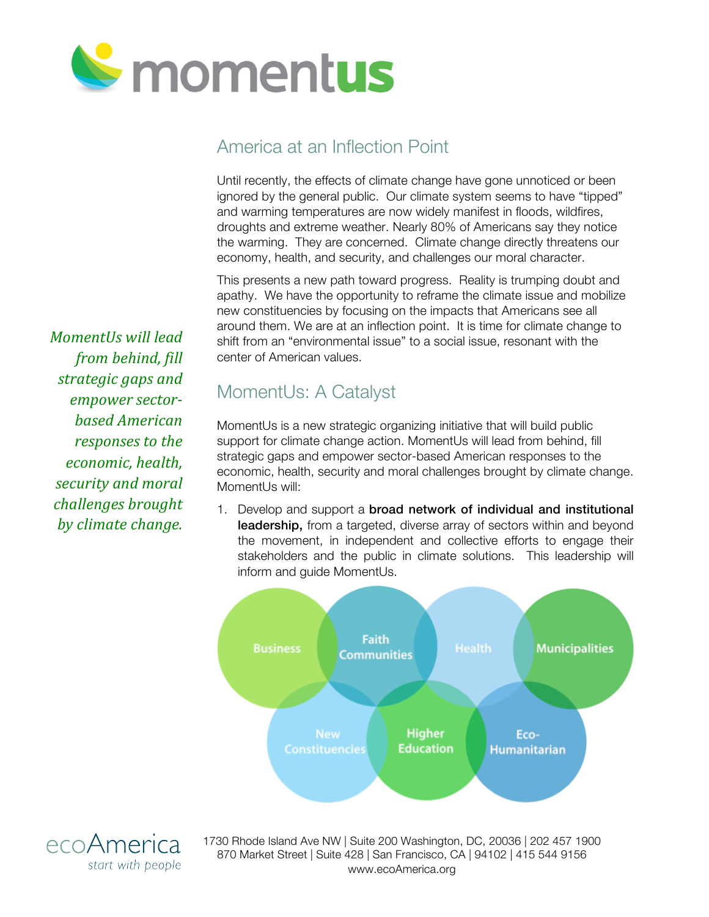# momentus

## America at an Inflection Point

Until recently, the effects of climate change have gone unnoticed or been ignored by the general public. Our climate system seems to have "tipped" and warming temperatures are now widely manifest in floods, wildfires, droughts and extreme weather. Nearly 80% of Americans say they notice the warming. They are concerned. Climate change directly threatens our economy, health, and security, and challenges our moral character.

This presents a new path toward progress. Reality is trumping doubt and apathy. We have the opportunity to reframe the climate issue and mobilize new constituencies by focusing on the impacts that Americans see all around them. We are at an inflection point. It is time for climate change to shift from an "environmental issue" to a social issue, resonant with the center of American values.

*MomentUs will lead from behind, fill strategic gaps and empower sector-based American responses to the economic, health, security and moral challenges brought by climate change.*

## MomentUs: A Catalyst

MomentUs is a new strategic organizing initiative that will build public support for climate change action. MomentUs will lead from behind, fill strategic gaps and empower sector-based American responses to the economic, health, security and moral challenges brought by climate change. MomentUs will:

1. Develop and support a **broad network of individual and institutional leadership,** from a targeted, diverse array of sectors within and beyond the movement, in independent and collective efforts to engage their stakeholders and the public in climate solutions. This leadership will inform and guide MomentUs.

Business | Faith Communities | Health | Municipalities | New Constituencies | Higher Education | Eco-Humanitarian

ecoAmerica
start with people

1730 Rhode Island Ave NW | Suite 200 Washington, DC, 20036 | 202 457 1900
870 Market Street | Suite 428 | San Francisco, CA | 94102 | 415 544 9156
www.ecoAmerica.org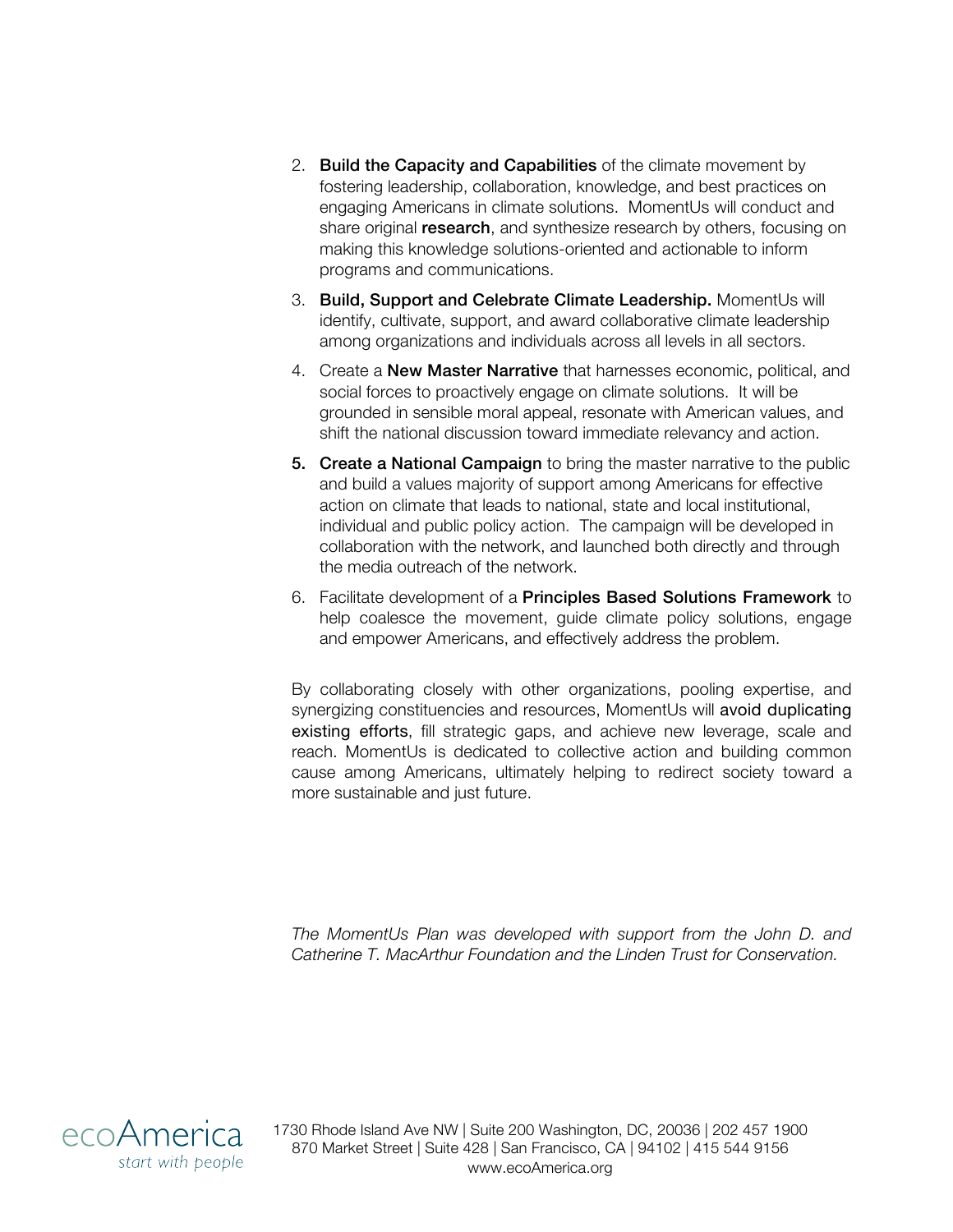2. **Build the Capacity and Capabilities** of the climate movement by fostering leadership, collaboration, knowledge, and best practices on engaging Americans in climate solutions. MomentUs will conduct and share original **research**, and synthesize research by others, focusing on making this knowledge solutions-oriented and actionable to inform programs and communications.
3. **Build, Support and Celebrate Climate Leadership.** MomentUs will identify, cultivate, support, and award collaborative climate leadership among organizations and individuals across all levels in all sectors.
4. Create a **New Master Narrative** that harnesses economic, political, and social forces to proactively engage on climate solutions. It will be grounded in sensible moral appeal, resonate with American values, and shift the national discussion toward immediate relevancy and action.
5. **Create a National Campaign** to bring the master narrative to the public and build a values majority of support among Americans for effective action on climate that leads to national, state and local institutional, individual and public policy action. The campaign will be developed in collaboration with the network, and launched both directly and through the media outreach of the network.
6. Facilitate development of a **Principles Based Solutions Framework** to help coalesce the movement, guide climate policy solutions, engage and empower Americans, and effectively address the problem.

By collaborating closely with other organizations, pooling expertise, and synergizing constituencies and resources, MomentUs will avoid duplicating existing efforts, fill strategic gaps, and achieve new leverage, scale and reach. MomentUs is dedicated to collective action and building common cause among Americans, ultimately helping to redirect society toward a more sustainable and just future.

*The MomentUs Plan was developed with support from the John D. and Catherine T. MacArthur Foundation and the Linden Trust for Conservation.*

ecoAmerica
*start with people*

1730 Rhode Island Ave NW | Suite 200 Washington, DC, 20036 | 202 457 1900
870 Market Street | Suite 428 | San Francisco, CA | 94102 | 415 544 9156
www.ecoAmerica.org